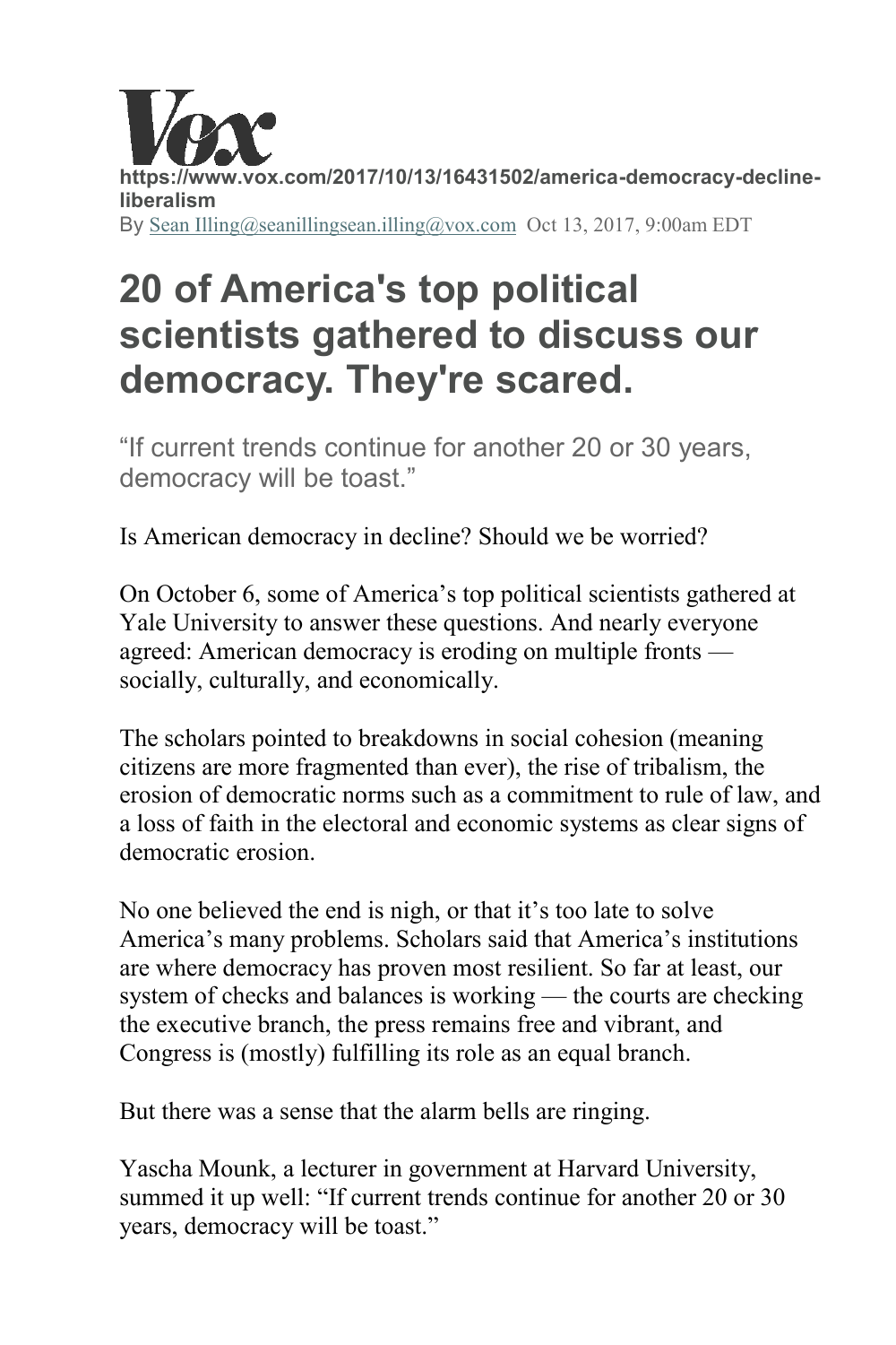Vox

**https://www.vox.com/2017/10/13/16431502/america-democracy-decline-liberalism**

By Sean Illing@seanillingsean.illing@vox.com Oct 13, 2017, 9:00am EDT

# 20 of America's top political scientists gathered to discuss our democracy. They're scared.

"If current trends continue for another 20 or 30 years, democracy will be toast."

Is American democracy in decline? Should we be worried?

On October 6, some of America's top political scientists gathered at Yale University to answer these questions. And nearly everyone agreed: American democracy is eroding on multiple fronts — socially, culturally, and economically.

The scholars pointed to breakdowns in social cohesion (meaning citizens are more fragmented than ever), the rise of tribalism, the erosion of democratic norms such as a commitment to rule of law, and a loss of faith in the electoral and economic systems as clear signs of democratic erosion.

No one believed the end is nigh, or that it's too late to solve America's many problems. Scholars said that America's institutions are where democracy has proven most resilient. So far at least, our system of checks and balances is working — the courts are checking the executive branch, the press remains free and vibrant, and Congress is (mostly) fulfilling its role as an equal branch.

But there was a sense that the alarm bells are ringing.

Yascha Mounk, a lecturer in government at Harvard University, summed it up well: "If current trends continue for another 20 or 30 years, democracy will be toast."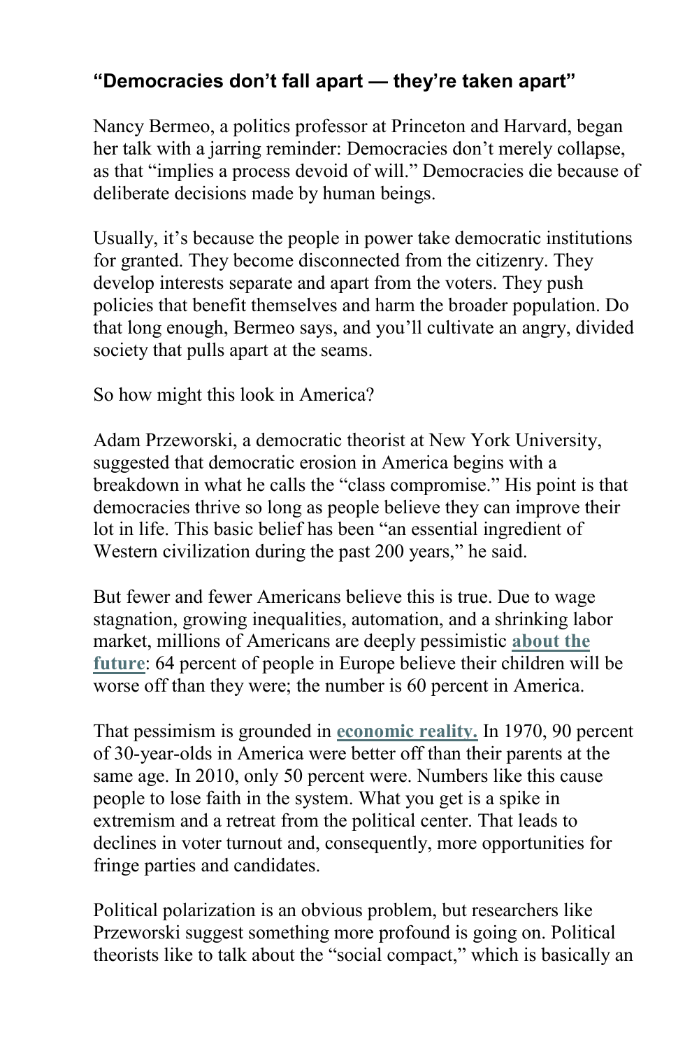### **“Democracies don’t fall apart — they’re taken apart”**

Nancy Bermeo, a politics professor at Princeton and Harvard, began her talk with a jarring reminder: Democracies don’t merely collapse, as that “implies a process devoid of will.” Democracies die because of deliberate decisions made by human beings.

Usually, it’s because the people in power take democratic institutions for granted. They become disconnected from the citizenry. They develop interests separate and apart from the voters. They push policies that benefit themselves and harm the broader population. Do that long enough, Bermeo says, and you’ll cultivate an angry, divided society that pulls apart at the seams.

So how might this look in America?

Adam Przeworski, a democratic theorist at New York University, suggested that democratic erosion in America begins with a breakdown in what he calls the “class compromise.” His point is that democracies thrive so long as people believe they can improve their lot in life. This basic belief has been “an essential ingredient of Western civilization during the past 200 years,” he said.

But fewer and fewer Americans believe this is true. Due to wage stagnation, growing inequalities, automation, and a shrinking labor market, millions of Americans are deeply pessimistic **about the future**: 64 percent of people in Europe believe their children will be worse off than they were; the number is 60 percent in America.

That pessimism is grounded in **economic reality.** In 1970, 90 percent of 30-year-olds in America were better off than their parents at the same age. In 2010, only 50 percent were. Numbers like this cause people to lose faith in the system. What you get is a spike in extremism and a retreat from the political center. That leads to declines in voter turnout and, consequently, more opportunities for fringe parties and candidates.

Political polarization is an obvious problem, but researchers like Przeworski suggest something more profound is going on. Political theorists like to talk about the “social compact,” which is basically an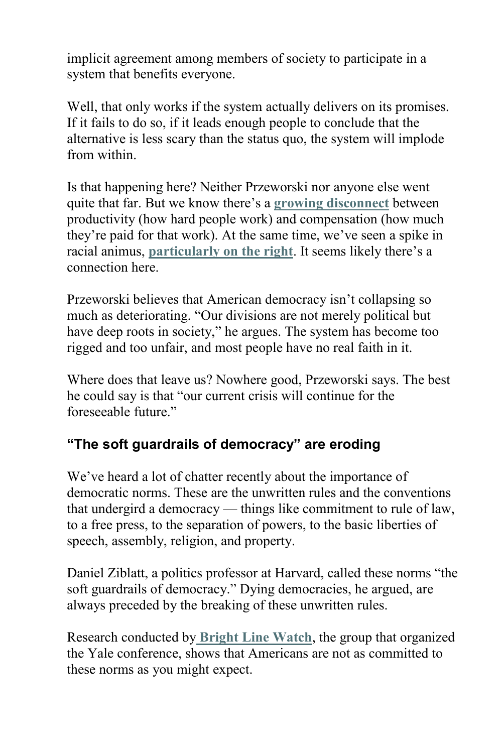implicit agreement among members of society to participate in a system that benefits everyone.

Well, that only works if the system actually delivers on its promises. If it fails to do so, if it leads enough people to conclude that the alternative is less scary than the status quo, the system will implode from within.

Is that happening here? Neither Przeworski nor anyone else went quite that far. But we know there's a **growing disconnect** between productivity (how hard people work) and compensation (how much they're paid for that work). At the same time, we've seen a spike in racial animus, **particularly on the right**. It seems likely there's a connection here.

Przeworski believes that American democracy isn't collapsing so much as deteriorating. "Our divisions are not merely political but have deep roots in society," he argues. The system has become too rigged and too unfair, and most people have no real faith in it.

Where does that leave us? Nowhere good, Przeworski says. The best he could say is that "our current crisis will continue for the foreseeable future."

## "The soft guardrails of democracy" are eroding

We've heard a lot of chatter recently about the importance of democratic norms. These are the unwritten rules and the conventions that undergird a democracy — things like commitment to rule of law, to a free press, to the separation of powers, to the basic liberties of speech, assembly, religion, and property.

Daniel Ziblatt, a politics professor at Harvard, called these norms "the soft guardrails of democracy." Dying democracies, he argued, are always preceded by the breaking of these unwritten rules.

Research conducted by **Bright Line Watch**, the group that organized the Yale conference, shows that Americans are not as committed to these norms as you might expect.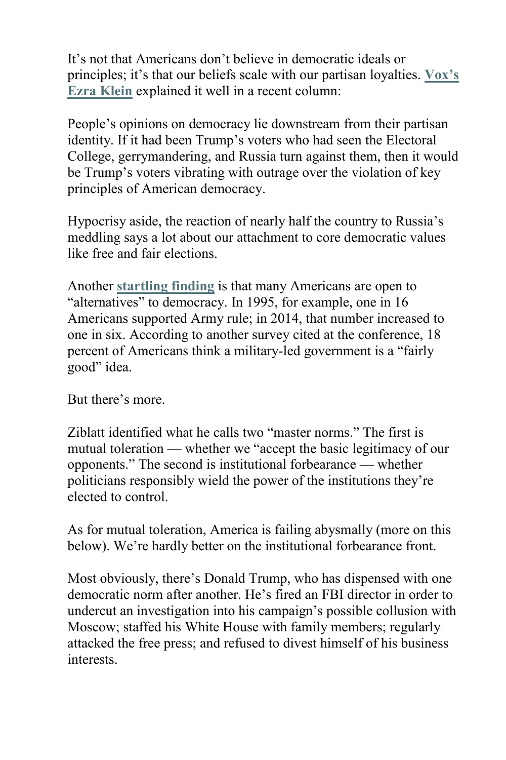It's not that Americans don't believe in democratic ideals or principles; it's that our beliefs scale with our partisan loyalties. **Vox's Ezra Klein** explained it well in a recent column:

People's opinions on democracy lie downstream from their partisan identity. If it had been Trump's voters who had seen the Electoral College, gerrymandering, and Russia turn against them, then it would be Trump's voters vibrating with outrage over the violation of key principles of American democracy.

Hypocrisy aside, the reaction of nearly half the country to Russia's meddling says a lot about our attachment to core democratic values like free and fair elections.

Another **startling finding** is that many Americans are open to "alternatives" to democracy. In 1995, for example, one in 16 Americans supported Army rule; in 2014, that number increased to one in six. According to another survey cited at the conference, 18 percent of Americans think a military-led government is a "fairly good" idea.

But there's more.

Ziblatt identified what he calls two "master norms." The first is mutual toleration — whether we "accept the basic legitimacy of our opponents." The second is institutional forbearance — whether politicians responsibly wield the power of the institutions they're elected to control.

As for mutual toleration, America is failing abysmally (more on this below). We're hardly better on the institutional forbearance front.

Most obviously, there's Donald Trump, who has dispensed with one democratic norm after another. He's fired an FBI director in order to undercut an investigation into his campaign's possible collusion with Moscow; staffed his White House with family members; regularly attacked the free press; and refused to divest himself of his business interests.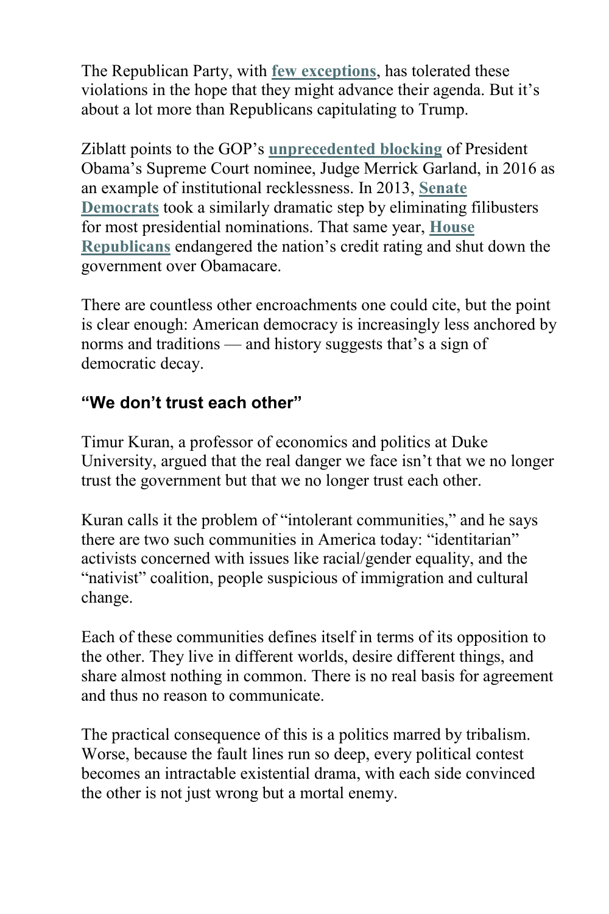The Republican Party, with **few exceptions**, has tolerated these violations in the hope that they might advance their agenda. But it's about a lot more than Republicans capitulating to Trump.

Ziblatt points to the GOP's **unprecedented blocking** of President Obama's Supreme Court nominee, Judge Merrick Garland, in 2016 as an example of institutional recklessness. In 2013, **Senate Democrats** took a similarly dramatic step by eliminating filibusters for most presidential nominations. That same year, **House Republicans** endangered the nation's credit rating and shut down the government over Obamacare.

There are countless other encroachments one could cite, but the point is clear enough: American democracy is increasingly less anchored by norms and traditions — and history suggests that's a sign of democratic decay.

### "We don't trust each other"

Timur Kuran, a professor of economics and politics at Duke University, argued that the real danger we face isn't that we no longer trust the government but that we no longer trust each other.

Kuran calls it the problem of "intolerant communities," and he says there are two such communities in America today: "identitarian" activists concerned with issues like racial/gender equality, and the "nativist" coalition, people suspicious of immigration and cultural change.

Each of these communities defines itself in terms of its opposition to the other. They live in different worlds, desire different things, and share almost nothing in common. There is no real basis for agreement and thus no reason to communicate.

The practical consequence of this is a politics marred by tribalism. Worse, because the fault lines run so deep, every political contest becomes an intractable existential drama, with each side convinced the other is not just wrong but a mortal enemy.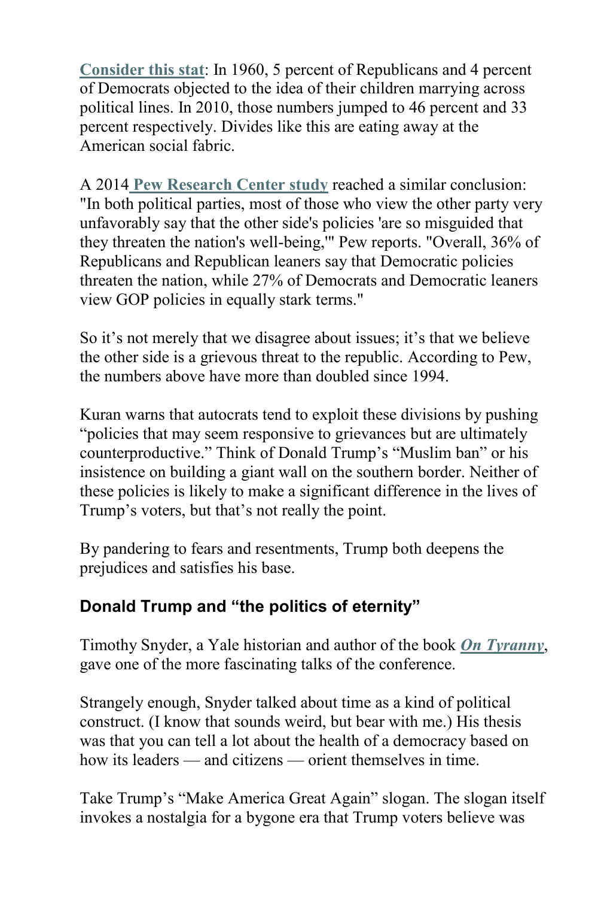**Consider this stat**: In 1960, 5 percent of Republicans and 4 percent of Democrats objected to the idea of their children marrying across political lines. In 2010, those numbers jumped to 46 percent and 33 percent respectively. Divides like this are eating away at the American social fabric.

A 2014 **Pew Research Center study** reached a similar conclusion: "In both political parties, most of those who view the other party very unfavorably say that the other side's policies 'are so misguided that they threaten the nation's well-being,'" Pew reports. "Overall, 36% of Republicans and Republican leaners say that Democratic policies threaten the nation, while 27% of Democrats and Democratic leaners view GOP policies in equally stark terms."

So it's not merely that we disagree about issues; it's that we believe the other side is a grievous threat to the republic. According to Pew, the numbers above have more than doubled since 1994.

Kuran warns that autocrats tend to exploit these divisions by pushing "policies that may seem responsive to grievances but are ultimately counterproductive." Think of Donald Trump's "Muslim ban" or his insistence on building a giant wall on the southern border. Neither of these policies is likely to make a significant difference in the lives of Trump's voters, but that's not really the point.

By pandering to fears and resentments, Trump both deepens the prejudices and satisfies his base.

## Donald Trump and "the politics of eternity"

Timothy Snyder, a Yale historian and author of the book ***On Tyranny***, gave one of the more fascinating talks of the conference.

Strangely enough, Snyder talked about time as a kind of political construct. (I know that sounds weird, but bear with me.) His thesis was that you can tell a lot about the health of a democracy based on how its leaders — and citizens — orient themselves in time.

Take Trump's "Make America Great Again" slogan. The slogan itself invokes a nostalgia for a bygone era that Trump voters believe was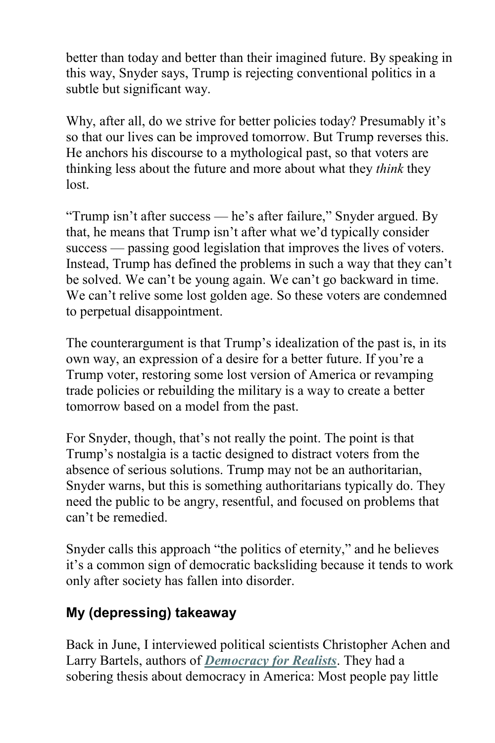better than today and better than their imagined future. By speaking in this way, Snyder says, Trump is rejecting conventional politics in a subtle but significant way.

Why, after all, do we strive for better policies today? Presumably it's so that our lives can be improved tomorrow. But Trump reverses this. He anchors his discourse to a mythological past, so that voters are thinking less about the future and more about what they *think* they lost.

"Trump isn't after success — he's after failure," Snyder argued. By that, he means that Trump isn't after what we'd typically consider success — passing good legislation that improves the lives of voters. Instead, Trump has defined the problems in such a way that they can't be solved. We can't be young again. We can't go backward in time. We can't relive some lost golden age. So these voters are condemned to perpetual disappointment.

The counterargument is that Trump's idealization of the past is, in its own way, an expression of a desire for a better future. If you're a Trump voter, restoring some lost version of America or revamping trade policies or rebuilding the military is a way to create a better tomorrow based on a model from the past.

For Snyder, though, that's not really the point. The point is that Trump's nostalgia is a tactic designed to distract voters from the absence of serious solutions. Trump may not be an authoritarian, Snyder warns, but this is something authoritarians typically do. They need the public to be angry, resentful, and focused on problems that can't be remedied.

Snyder calls this approach "the politics of eternity," and he believes it's a common sign of democratic backsliding because it tends to work only after society has fallen into disorder.

## My (depressing) takeaway

Back in June, I interviewed political scientists Christopher Achen and Larry Bartels, authors of ***Democracy for Realists***. They had a sobering thesis about democracy in America: Most people pay little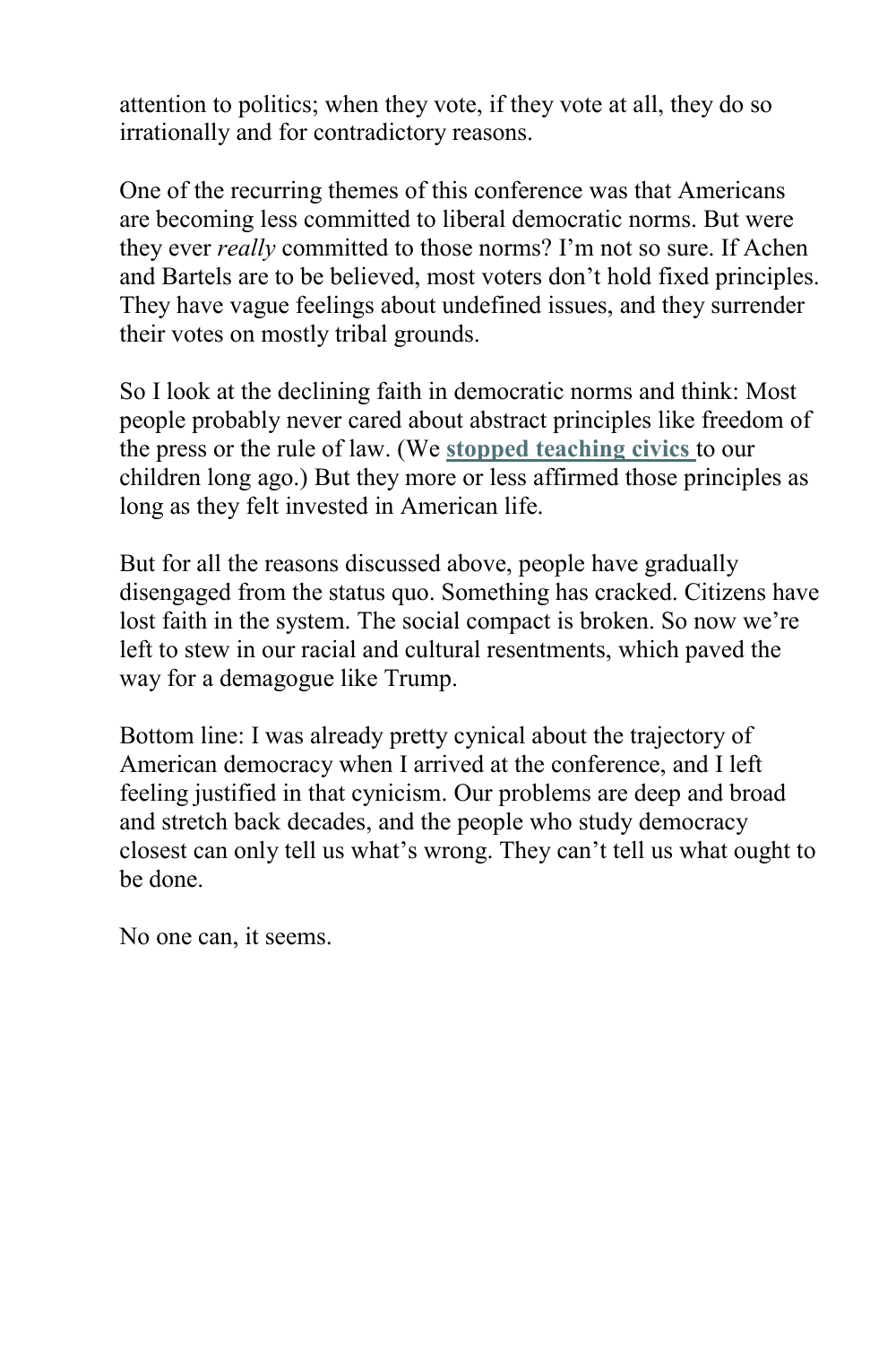attention to politics; when they vote, if they vote at all, they do so irrationally and for contradictory reasons.

One of the recurring themes of this conference was that Americans are becoming less committed to liberal democratic norms. But were they ever *really* committed to those norms? I'm not so sure. If Achen and Bartels are to be believed, most voters don't hold fixed principles. They have vague feelings about undefined issues, and they surrender their votes on mostly tribal grounds.

So I look at the declining faith in democratic norms and think: Most people probably never cared about abstract principles like freedom of the press or the rule of law. (We **stopped teaching civics** to our children long ago.) But they more or less affirmed those principles as long as they felt invested in American life.

But for all the reasons discussed above, people have gradually disengaged from the status quo. Something has cracked. Citizens have lost faith in the system. The social compact is broken. So now we're left to stew in our racial and cultural resentments, which paved the way for a demagogue like Trump.

Bottom line: I was already pretty cynical about the trajectory of American democracy when I arrived at the conference, and I left feeling justified in that cynicism. Our problems are deep and broad and stretch back decades, and the people who study democracy closest can only tell us what's wrong. They can't tell us what ought to be done.

No one can, it seems.